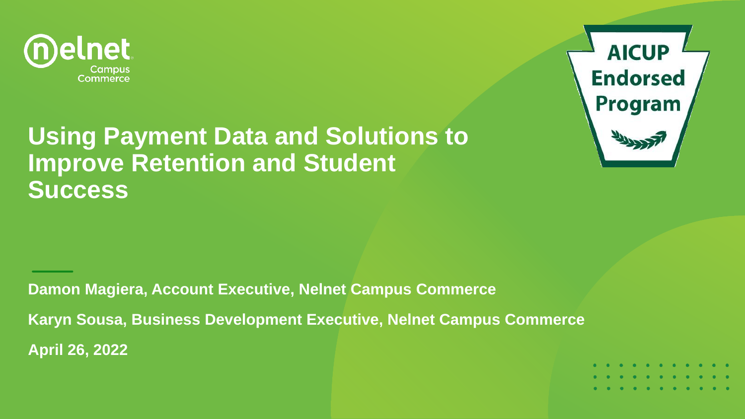nelnet Campus Commerce

AICUP Endorsed Program

# Using Payment Data and Solutions to Improve Retention and Student Success

**Damon Magiera, Account Executive, Nelnet Campus Commerce**

**Karyn Sousa, Business Development Executive, Nelnet Campus Commerce**

**April 26, 2022**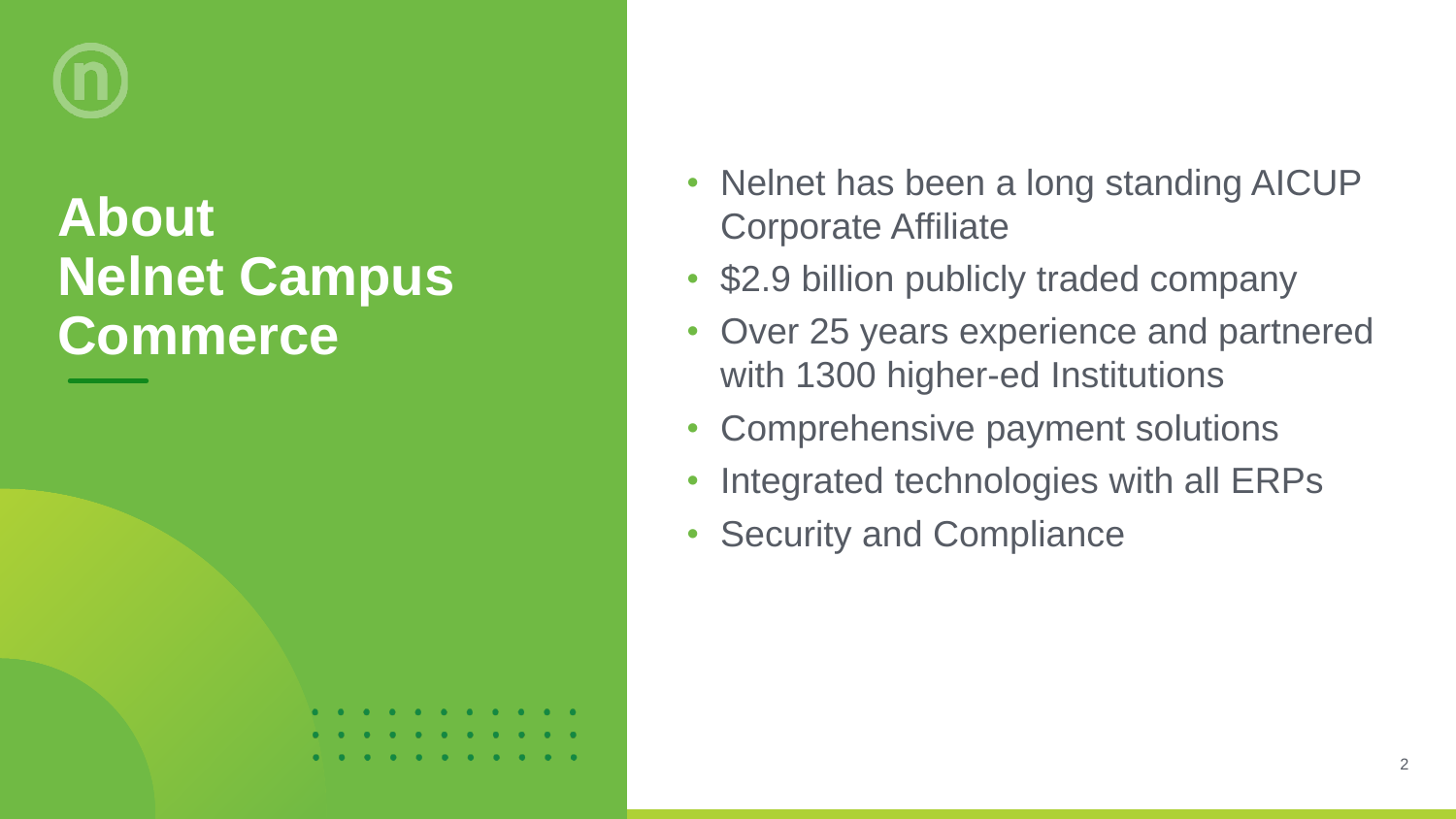# About Nelnet Campus Commerce

- Nelnet has been a long standing AICUP Corporate Affiliate
- $2.9 billion publicly traded company
- Over 25 years experience and partnered with 1300 higher-ed Institutions
- Comprehensive payment solutions
- Integrated technologies with all ERPs
- Security and Compliance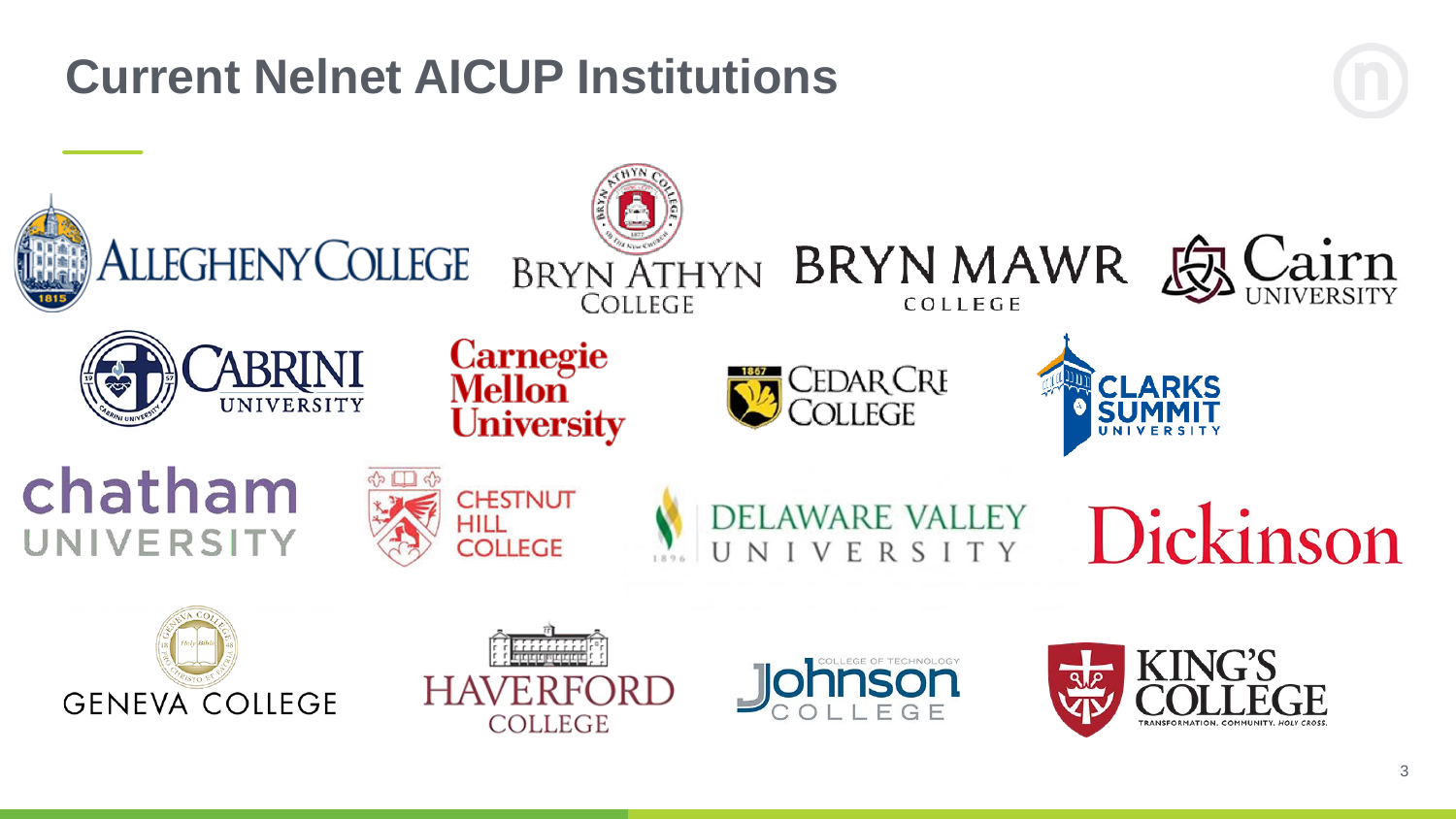# Current Nelnet AICUP Institutions

- Allegheny College
- Bryn Athyn College
- Bryn Mawr College
- Cairn University
- Cabrini University
- Carnegie Mellon University
- Cedar Crest College
- Clarks Summit University
- Chatham University
- Chestnut Hill College
- Delaware Valley University
- Dickinson
- Geneva College
- Haverford College
- Johnson College
- King's College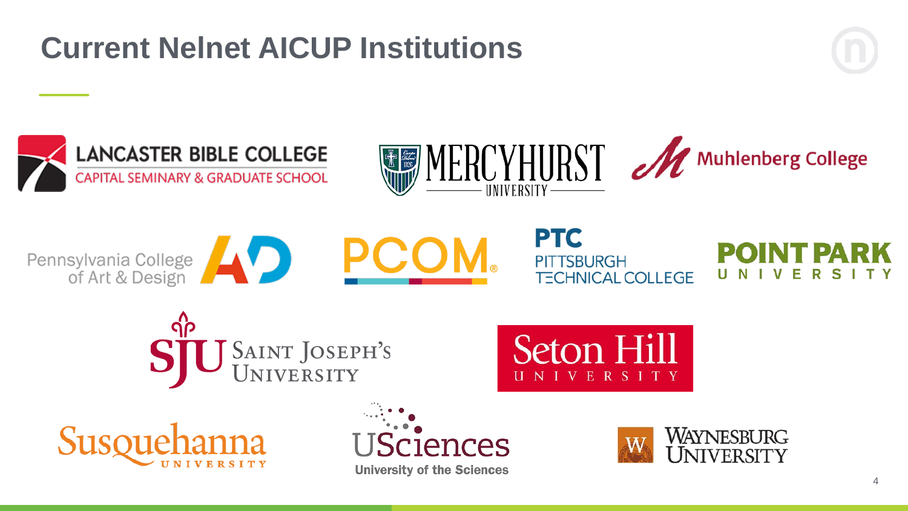# Current Nelnet AICUP Institutions

- Lancaster Bible College — Capital Seminary & Graduate School
- Mercyhurst University
- Muhlenberg College
- Pennsylvania College of Art & Design
- PCOM
- PTC Pittsburgh Technical College
- Point Park University
- Saint Joseph's University
- Seton Hill University
- Susquehanna University
- USciences — University of the Sciences
- Waynesburg University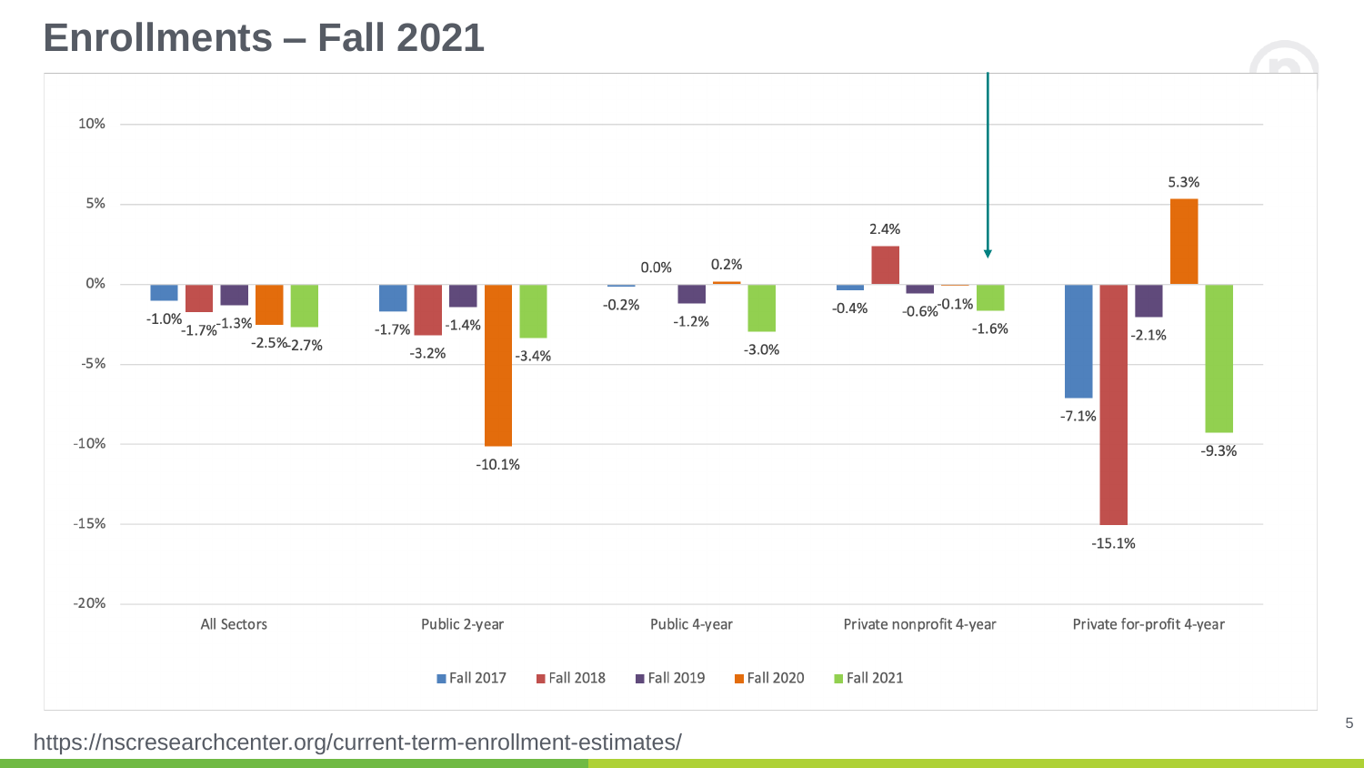# Enrollments – Fall 2021

| | Fall 2017 | Fall 2018 | Fall 2019 | Fall 2020 | Fall 2021 |
|---|---|---|---|---|---|
| All Sectors | -1.0% | -1.7% | -1.3% | -2.5% | -2.7% |
| Public 2-year | -1.7% | -3.2% | -1.4% | -10.1% | -3.4% |
| Public 4-year | -0.2% | 0.0% | -1.2% | 0.2% | -3.0% |
| Private nonprofit 4-year | -0.4% | 2.4% | -0.6% | -0.1% | -1.6% |
| Private for-profit 4-year | -7.1% | -15.1% | -2.1% | 5.3% | -9.3% |

https://nscresearchcenter.org/current-term-enrollment-estimates/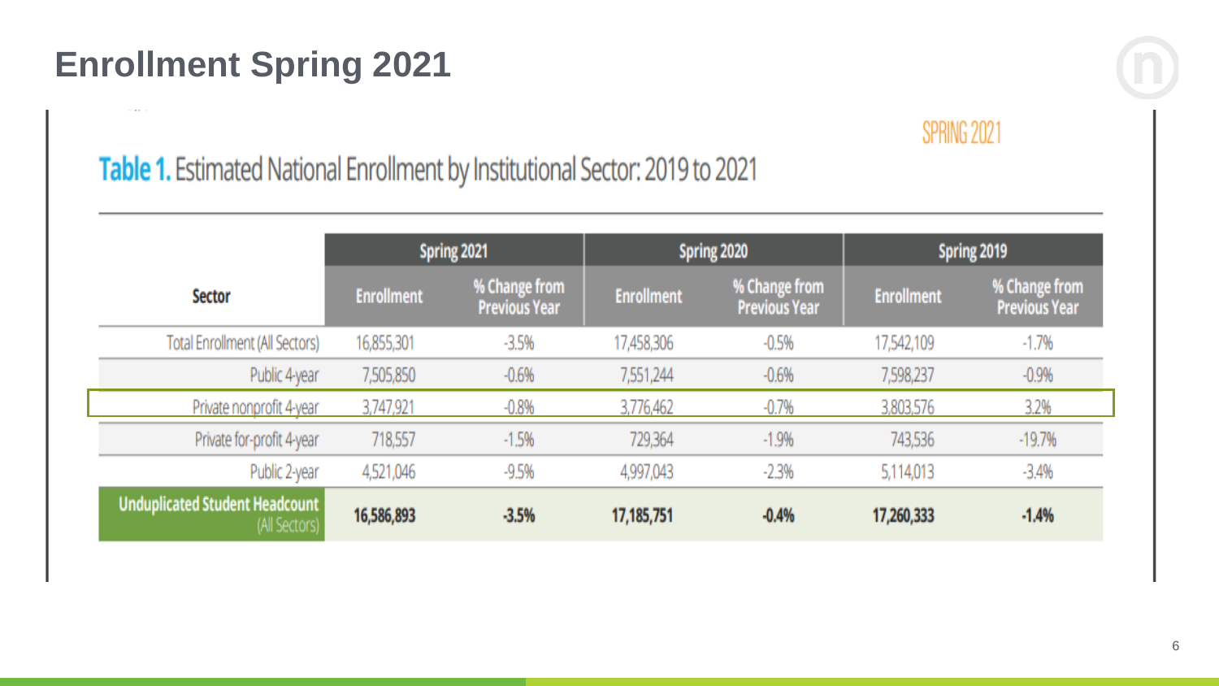# Enrollment Spring 2021

SPRING 2021

## Table 1. Estimated National Enrollment by Institutional Sector: 2019 to 2021

| Sector | Spring 2021 | | Spring 2020 | | Spring 2019 | |
|---|---|---|---|---|---|---|
| | Enrollment | % Change from Previous Year | Enrollment | % Change from Previous Year | Enrollment | % Change from Previous Year |
| Total Enrollment (All Sectors) | 16,855,301 | -3.5% | 17,458,306 | -0.5% | 17,542,109 | -1.7% |
| Public 4-year | 7,505,850 | -0.6% | 7,551,244 | -0.6% | 7,598,237 | -0.9% |
| Private nonprofit 4-year | 3,747,921 | -0.8% | 3,776,462 | -0.7% | 3,803,576 | 3.2% |
| Private for-profit 4-year | 718,557 | -1.5% | 729,364 | -1.9% | 743,536 | -19.7% |
| Public 2-year | 4,521,046 | -9.5% | 4,997,043 | -2.3% | 5,114,013 | -3.4% |
| **Unduplicated Student Headcount** (All Sectors) | **16,586,893** | **-3.5%** | **17,185,751** | **-0.4%** | **17,260,333** | **-1.4%** |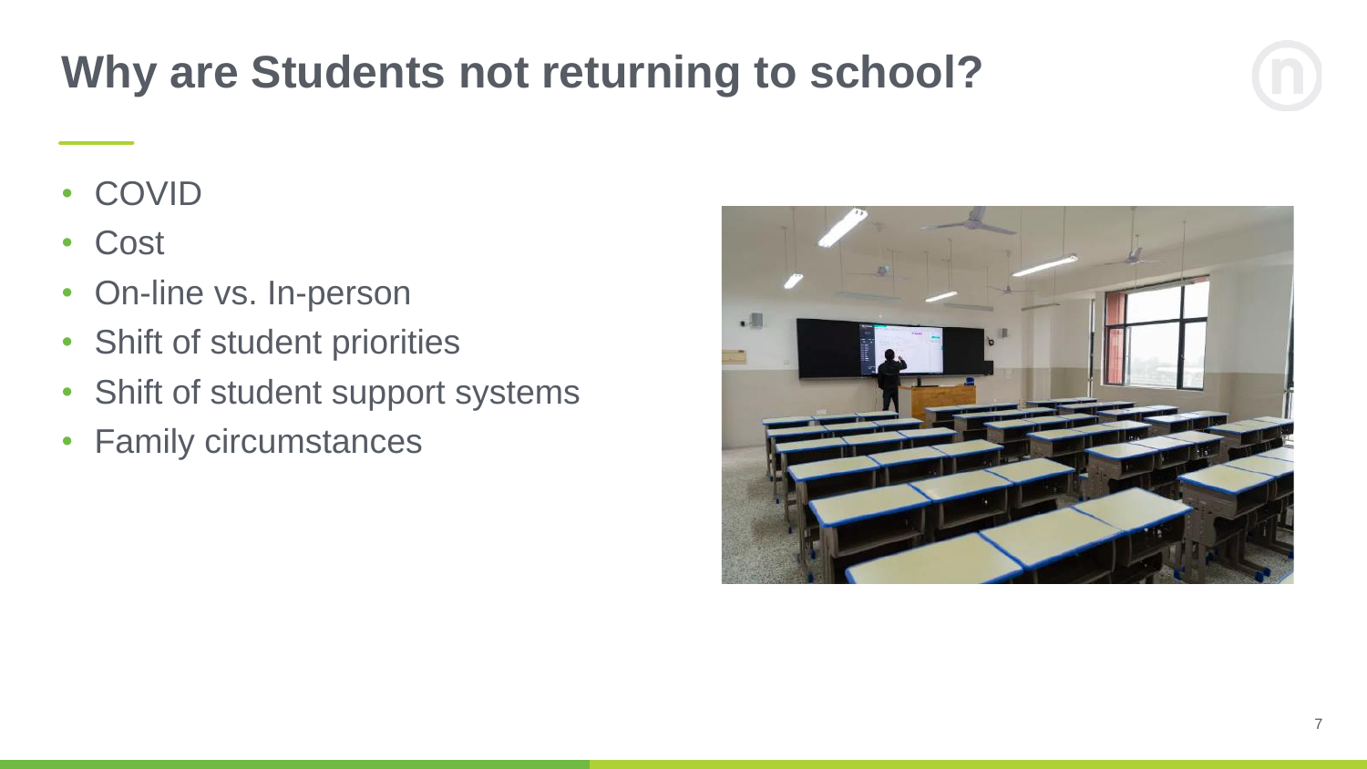# Why are Students not returning to school?

- COVID
- Cost
- On-line vs. In-person
- Shift of student priorities
- Shift of student support systems
- Family circumstances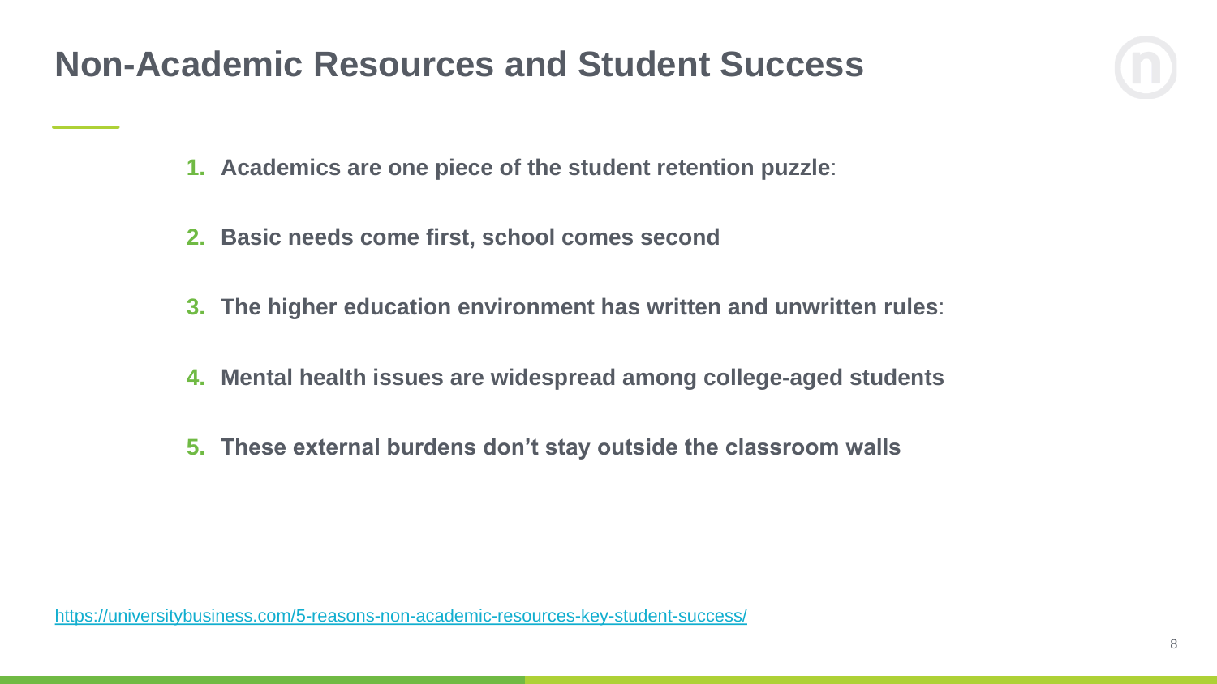# Non-Academic Resources and Student Success

1. **Academics are one piece of the student retention puzzle**:
2. **Basic needs come first, school comes second**
3. **The higher education environment has written and unwritten rules**:
4. **Mental health issues are widespread among college-aged students**
5. **These external burdens don’t stay outside the classroom walls**

https://universitybusiness.com/5-reasons-non-academic-resources-key-student-success/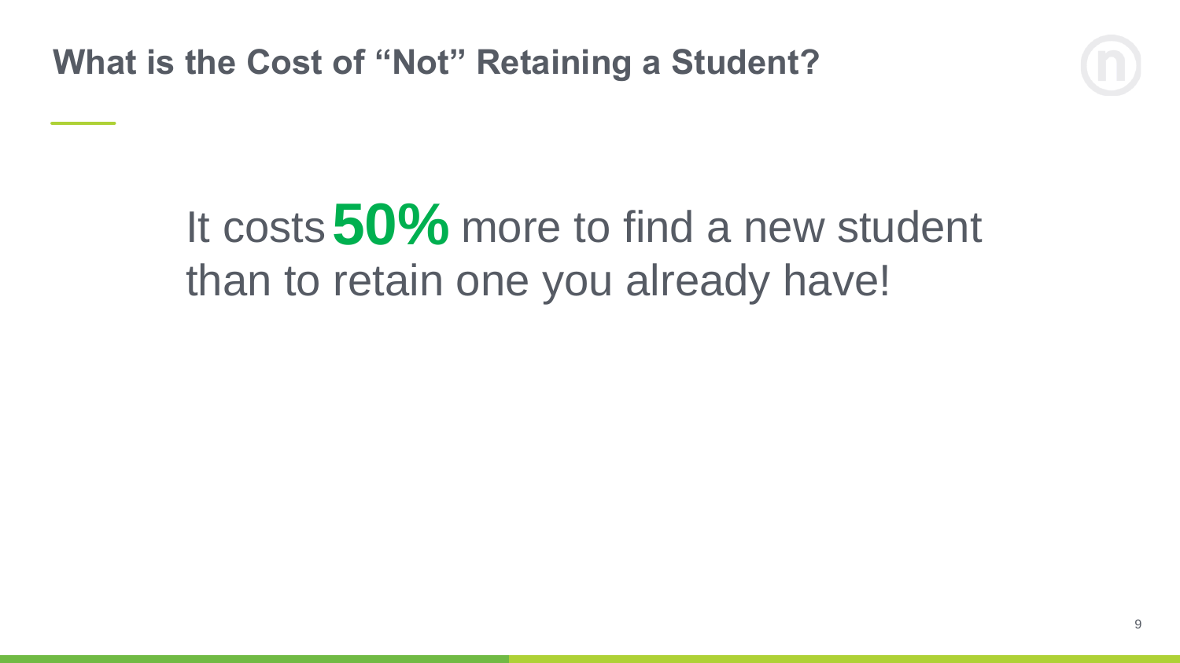## What is the Cost of “Not” Retaining a Student?

It costs **50%** more to find a new student than to retain one you already have!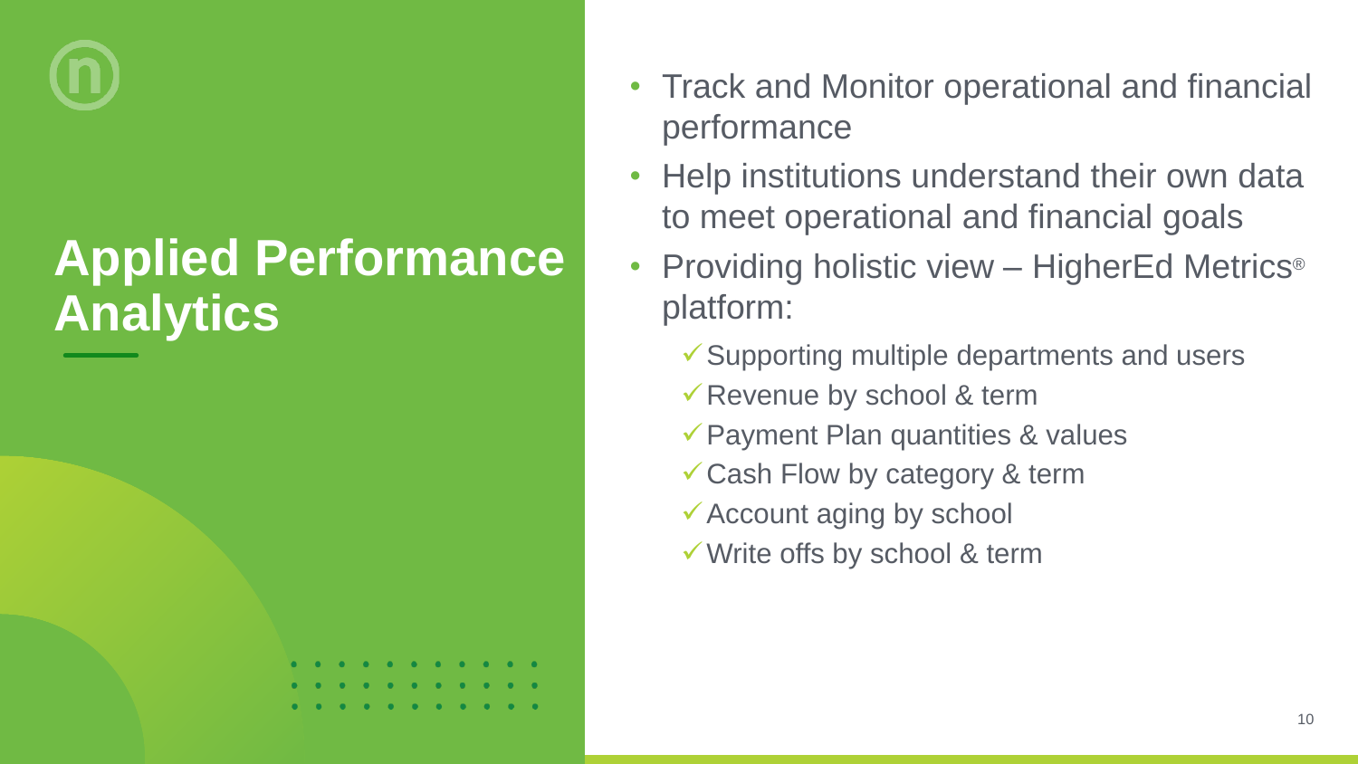# Applied Performance Analytics

- Track and Monitor operational and financial performance
- Help institutions understand their own data to meet operational and financial goals
- Providing holistic view – HigherEd Metrics® platform:
  - ✓ Supporting multiple departments and users
  - ✓ Revenue by school & term
  - ✓ Payment Plan quantities & values
  - ✓ Cash Flow by category & term
  - ✓ Account aging by school
  - ✓ Write offs by school & term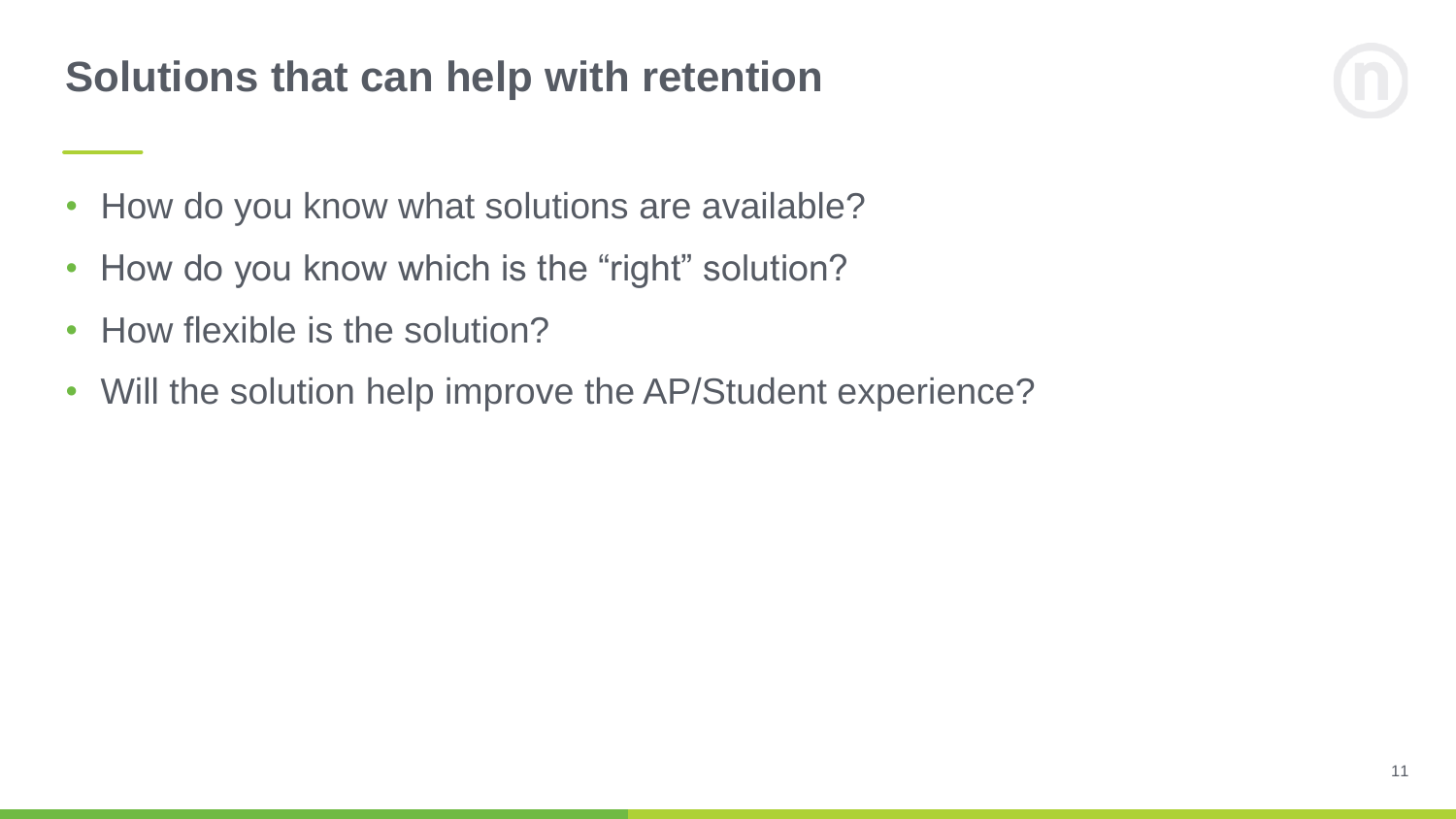# Solutions that can help with retention

- How do you know what solutions are available?
- How do you know which is the “right” solution?
- How flexible is the solution?
- Will the solution help improve the AP/Student experience?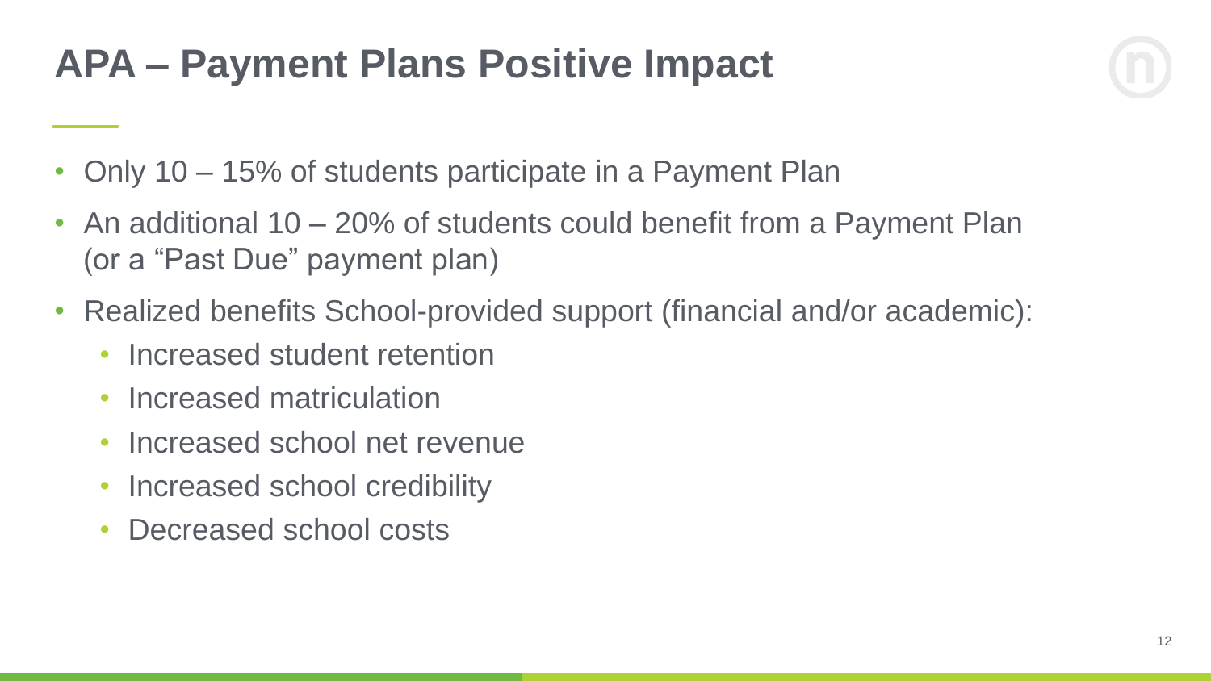# APA – Payment Plans Positive Impact

- Only 10 – 15% of students participate in a Payment Plan
- An additional 10 – 20% of students could benefit from a Payment Plan (or a "Past Due" payment plan)
- Realized benefits School-provided support (financial and/or academic):
  - Increased student retention
  - Increased matriculation
  - Increased school net revenue
  - Increased school credibility
  - Decreased school costs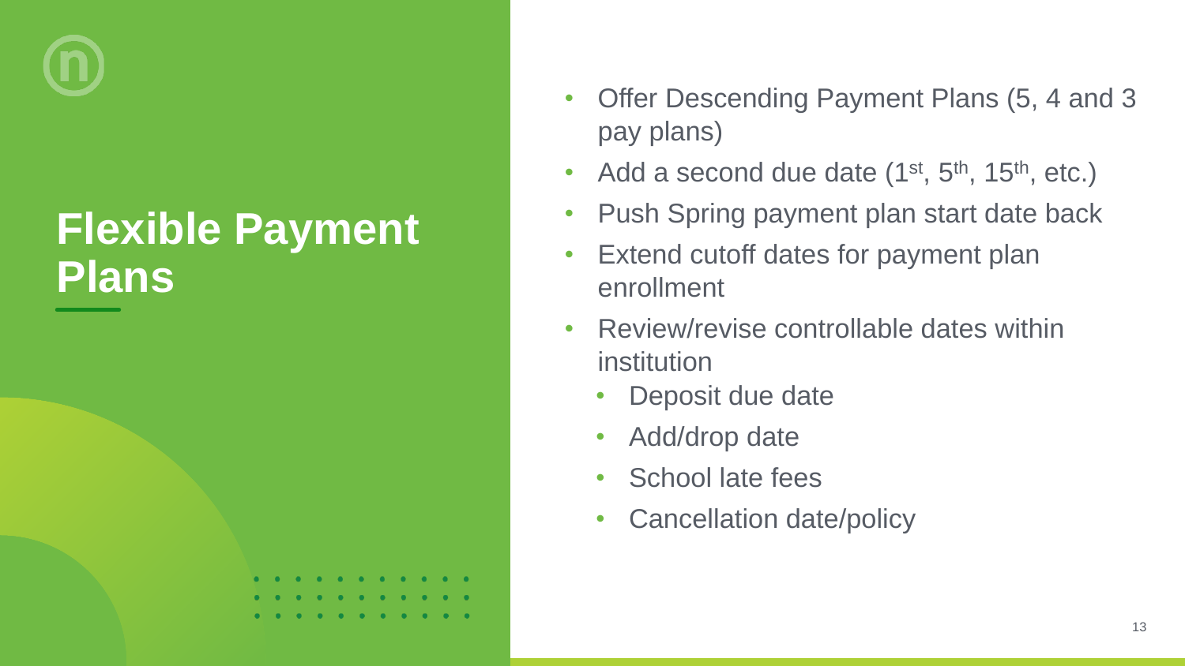# Flexible Payment Plans

- Offer Descending Payment Plans (5, 4 and 3 pay plans)
- Add a second due date (1st, 5th, 15th, etc.)
- Push Spring payment plan start date back
- Extend cutoff dates for payment plan enrollment
- Review/revise controllable dates within institution
  - Deposit due date
  - Add/drop date
  - School late fees
  - Cancellation date/policy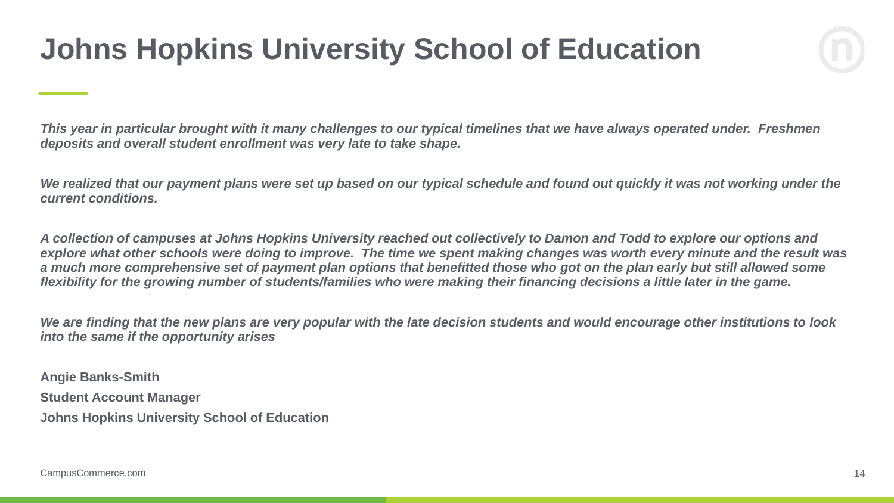# Johns Hopkins University School of Education

*This year in particular brought with it many challenges to our typical timelines that we have always operated under.  Freshmen deposits and overall student enrollment was very late to take shape.*

*We realized that our payment plans were set up based on our typical schedule and found out quickly it was not working under the current conditions.*

*A collection of campuses at Johns Hopkins University reached out collectively to Damon and Todd to explore our options and explore what other schools were doing to improve.  The time we spent making changes was worth every minute and the result was a much more comprehensive set of payment plan options that benefitted those who got on the plan early but still allowed some flexibility for the growing number of students/families who were making their financing decisions a little later in the game.*

*We are finding that the new plans are very popular with the late decision students and would encourage other institutions to look into the same if the opportunity arises*

**Angie Banks-Smith**

**Student Account Manager**

**Johns Hopkins University School of Education**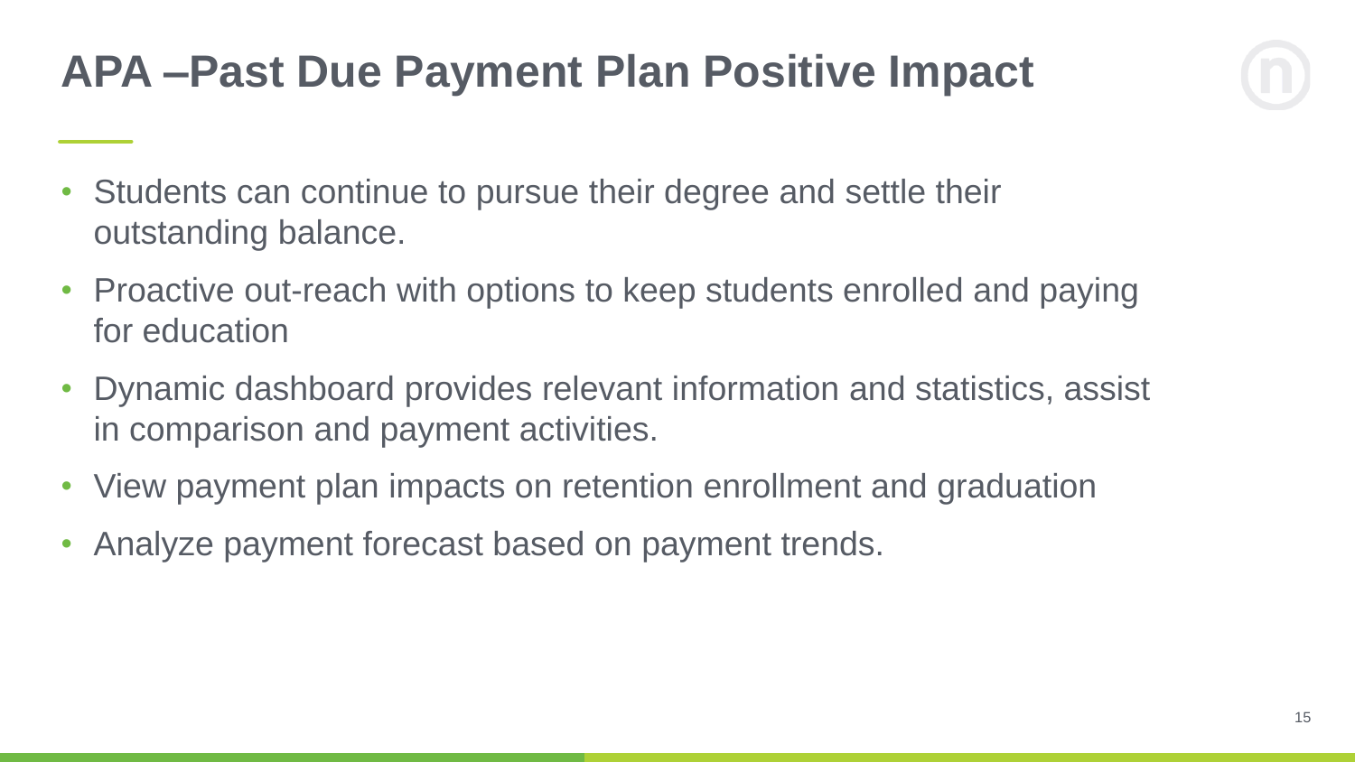# APA –Past Due Payment Plan Positive Impact

- Students can continue to pursue their degree and settle their outstanding balance.
- Proactive out-reach with options to keep students enrolled and paying for education
- Dynamic dashboard provides relevant information and statistics, assist in comparison and payment activities.
- View payment plan impacts on retention enrollment and graduation
- Analyze payment forecast based on payment trends.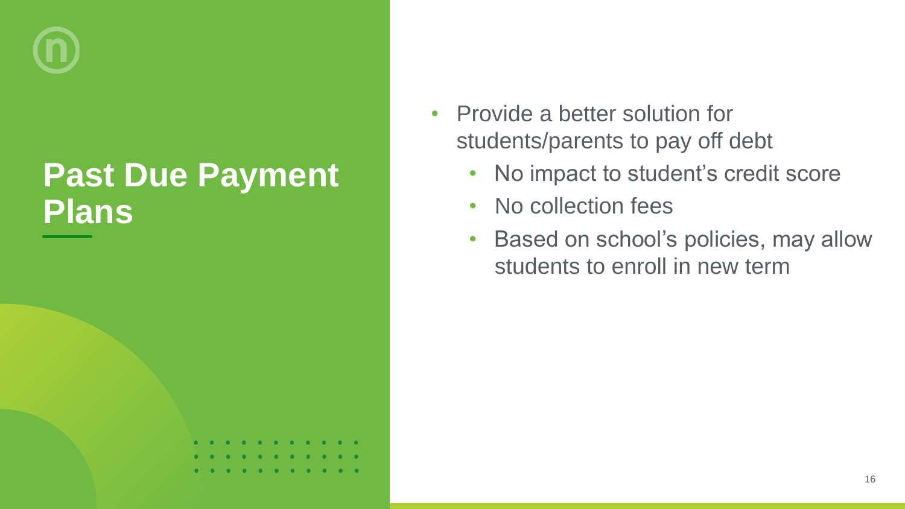# Past Due Payment Plans

- Provide a better solution for students/parents to pay off debt
  - No impact to student's credit score
  - No collection fees
  - Based on school's policies, may allow students to enroll in new term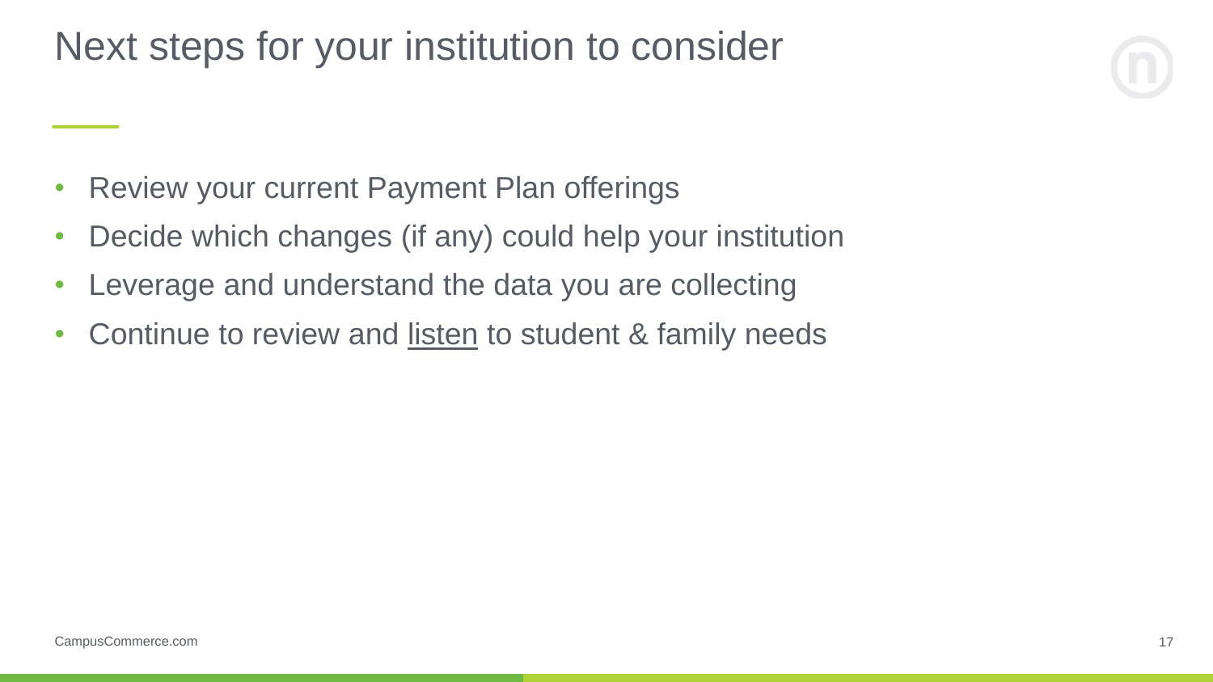# Next steps for your institution to consider

- Review your current Payment Plan offerings
- Decide which changes (if any) could help your institution
- Leverage and understand the data you are collecting
- Continue to review and <u>listen</u> to student & family needs

CampusCommerce.com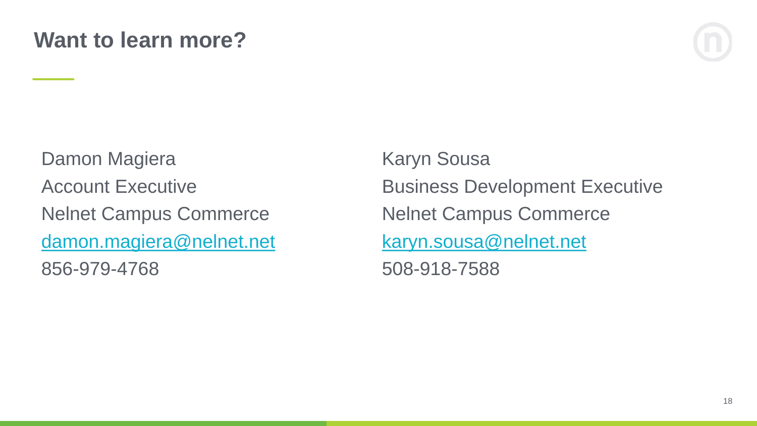# Want to learn more?

Damon Magiera
Account Executive
Nelnet Campus Commerce
[damon.magiera@nelnet.net](mailto:damon.magiera@nelnet.net)
856-979-4768

Karyn Sousa
Business Development Executive
Nelnet Campus Commerce
[karyn.sousa@nelnet.net](mailto:karyn.sousa@nelnet.net)
508-918-7588